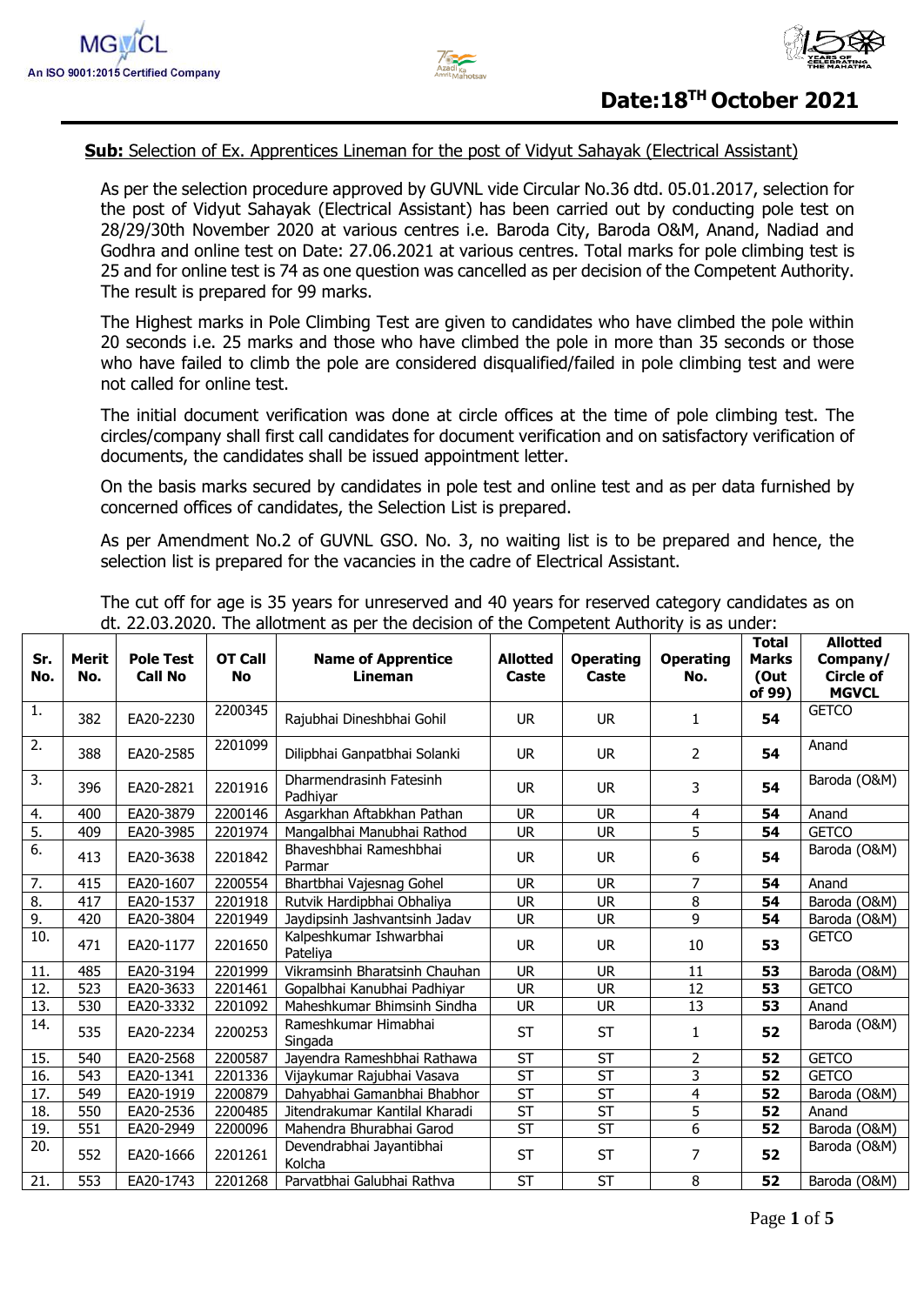MGVCL
An ISO 9001:2015 Certified Company

**Date:18TH October 2021**

**Sub:** Selection of Ex. Apprentices Lineman for the post of Vidyut Sahayak (Electrical Assistant)

As per the selection procedure approved by GUVNL vide Circular No.36 dtd. 05.01.2017, selection for the post of Vidyut Sahayak (Electrical Assistant) has been carried out by conducting pole test on 28/29/30th November 2020 at various centres i.e. Baroda City, Baroda O&M, Anand, Nadiad and Godhra and online test on Date: 27.06.2021 at various centres. Total marks for pole climbing test is 25 and for online test is 74 as one question was cancelled as per decision of the Competent Authority. The result is prepared for 99 marks.

The Highest marks in Pole Climbing Test are given to candidates who have climbed the pole within 20 seconds i.e. 25 marks and those who have climbed the pole in more than 35 seconds or those who have failed to climb the pole are considered disqualified/failed in pole climbing test and were not called for online test.

The initial document verification was done at circle offices at the time of pole climbing test. The circles/company shall first call candidates for document verification and on satisfactory verification of documents, the candidates shall be issued appointment letter.

On the basis marks secured by candidates in pole test and online test and as per data furnished by concerned offices of candidates, the Selection List is prepared.

As per Amendment No.2 of GUVNL GSO. No. 3, no waiting list is to be prepared and hence, the selection list is prepared for the vacancies in the cadre of Electrical Assistant.

The cut off for age is 35 years for unreserved and 40 years for reserved category candidates as on dt. 22.03.2020. The allotment as per the decision of the Competent Authority is as under:

| Sr. No. | Merit No. | Pole Test Call No | OT Call No | Name of Apprentice Lineman | Allotted Caste | Operating Caste | Operating No. | Total Marks (Out of 99) | Allotted Company/ Circle of MGVCL |
|---|---|---|---|---|---|---|---|---|---|
| 1. | 382 | EA20-2230 | 2200345 | Rajubhai Dineshbhai Gohil | UR | UR | 1 | **54** | GETCO |
| 2. | 388 | EA20-2585 | 2201099 | Dilipbhai Ganpatbhai Solanki | UR | UR | 2 | **54** | Anand |
| 3. | 396 | EA20-2821 | 2201916 | Dharmendrasinh Fatesinh Padhiyar | UR | UR | 3 | **54** | Baroda (O&M) |
| 4. | 400 | EA20-3879 | 2200146 | Asgarkhan Aftabkhan Pathan | UR | UR | 4 | **54** | Anand |
| 5. | 409 | EA20-3985 | 2201974 | Mangalbhai Manubhai Rathod | UR | UR | 5 | **54** | GETCO |
| 6. | 413 | EA20-3638 | 2201842 | Bhaveshbhai Rameshbhai Parmar | UR | UR | 6 | **54** | Baroda (O&M) |
| 7. | 415 | EA20-1607 | 2200554 | Bhartbhai Vajesnag Gohel | UR | UR | 7 | **54** | Anand |
| 8. | 417 | EA20-1537 | 2201918 | Rutvik Hardipbhai Obhaliya | UR | UR | 8 | **54** | Baroda (O&M) |
| 9. | 420 | EA20-3804 | 2201949 | Jaydipsinh Jashvantsinh Jadav | UR | UR | 9 | **54** | Baroda (O&M) |
| 10. | 471 | EA20-1177 | 2201650 | Kalpeshkumar Ishwarbhai Pateliya | UR | UR | 10 | **53** | GETCO |
| 11. | 485 | EA20-3194 | 2201999 | Vikramsinh Bharatsinh Chauhan | UR | UR | 11 | **53** | Baroda (O&M) |
| 12. | 523 | EA20-3633 | 2201461 | Gopalbhai Kanubhai Padhiyar | UR | UR | 12 | **53** | GETCO |
| 13. | 530 | EA20-3332 | 2201092 | Maheshkumar Bhimsinh Sindha | UR | UR | 13 | **53** | Anand |
| 14. | 535 | EA20-2234 | 2200253 | Rameshkumar Himabhai Singada | ST | ST | 1 | **52** | Baroda (O&M) |
| 15. | 540 | EA20-2568 | 2200587 | Jayendra Rameshbhai Rathawa | ST | ST | 2 | **52** | GETCO |
| 16. | 543 | EA20-1341 | 2201336 | Vijaykumar Rajubhai Vasava | ST | ST | 3 | **52** | GETCO |
| 17. | 549 | EA20-1919 | 2200879 | Dahyabhai Gamanbhai Bhabhor | ST | ST | 4 | **52** | Baroda (O&M) |
| 18. | 550 | EA20-2536 | 2200485 | Jitendrakumar Kantilal Kharadi | ST | ST | 5 | **52** | Anand |
| 19. | 551 | EA20-2949 | 2200096 | Mahendra Bhurabhai Garod | ST | ST | 6 | **52** | Baroda (O&M) |
| 20. | 552 | EA20-1666 | 2201261 | Devendrabhai Jayantibhai Kolcha | ST | ST | 7 | **52** | Baroda (O&M) |
| 21. | 553 | EA20-1743 | 2201268 | Parvatbhai Galubhai Rathva | ST | ST | 8 | **52** | Baroda (O&M) |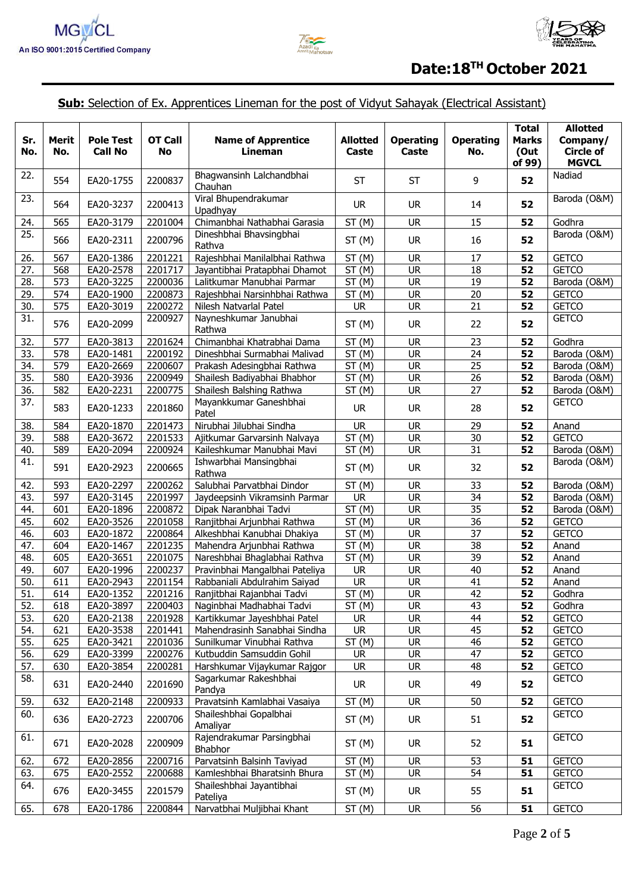MGVCL
An ISO 9001:2015 Certified Company

**Date:18[TH] October 2021**

**Sub:** Selection of Ex. Apprentices Lineman for the post of Vidyut Sahayak (Electrical Assistant)

| Sr. No. | Merit No. | Pole Test Call No | OT Call No | Name of Apprentice Lineman | Allotted Caste | Operating Caste | Operating No. | Total Marks (Out of 99) | Allotted Company/ Circle of MGVCL |
|---|---|---|---|---|---|---|---|---|---|
| 22. | 554 | EA20-1755 | 2200837 | Bhagwansinh Lalchandbhai Chauhan | ST | ST | 9 | **52** | Nadiad |
| 23. | 564 | EA20-3237 | 2200413 | Viral Bhupendrakumar Upadhyay | UR | UR | 14 | **52** | Baroda (O&M) |
| 24. | 565 | EA20-3179 | 2201004 | Chimanbhai Nathabhai Garasia | ST (M) | UR | 15 | **52** | Godhra |
| 25. | 566 | EA20-2311 | 2200796 | Dineshbhai Bhavsingbhai Rathva | ST (M) | UR | 16 | **52** | Baroda (O&M) |
| 26. | 567 | EA20-1386 | 2201221 | Rajeshbhai Manilalbhai Rathwa | ST (M) | UR | 17 | **52** | GETCO |
| 27. | 568 | EA20-2578 | 2201717 | Jayantibhai Pratapbhai Dhamot | ST (M) | UR | 18 | **52** | GETCO |
| 28. | 573 | EA20-3225 | 2200036 | Lalitkumar Manubhai Parmar | ST (M) | UR | 19 | **52** | Baroda (O&M) |
| 29. | 574 | EA20-1900 | 2200873 | Rajeshbhai Narsinhbhai Rathwa | ST (M) | UR | 20 | **52** | GETCO |
| 30. | 575 | EA20-3019 | 2200272 | Nilesh Natvarlal Patel | UR | UR | 21 | **52** | GETCO |
| 31. | 576 | EA20-2099 | 2200927 | Nayneshkumar Janubhai Rathwa | ST (M) | UR | 22 | **52** | GETCO |
| 32. | 577 | EA20-3813 | 2201624 | Chimanbhai Khatrabhai Dama | ST (M) | UR | 23 | **52** | Godhra |
| 33. | 578 | EA20-1481 | 2200192 | Dineshbhai Surmabhai Malivad | ST (M) | UR | 24 | **52** | Baroda (O&M) |
| 34. | 579 | EA20-2669 | 2200607 | Prakash Adesingbhai Rathwa | ST (M) | UR | 25 | **52** | Baroda (O&M) |
| 35. | 580 | EA20-3936 | 2200949 | Shailesh Badiyabhai Bhabhor | ST (M) | UR | 26 | **52** | Baroda (O&M) |
| 36. | 582 | EA20-2231 | 2200775 | Shailesh Balshing Rathwa | ST (M) | UR | 27 | **52** | Baroda (O&M) |
| 37. | 583 | EA20-1233 | 2201860 | Mayankkumar Ganeshbhai Patel | UR | UR | 28 | **52** | GETCO |
| 38. | 584 | EA20-1870 | 2201473 | Nirubhai Jilubhai Sindha | UR | UR | 29 | **52** | Anand |
| 39. | 588 | EA20-3672 | 2201533 | Ajitkumar Garvarsinh Nalvaya | ST (M) | UR | 30 | **52** | GETCO |
| 40. | 589 | EA20-2094 | 2200924 | Kaileshkumar Manubhai Mavi | ST (M) | UR | 31 | **52** | Baroda (O&M) |
| 41. | 591 | EA20-2923 | 2200665 | Ishwarbhai Mansingbhai Rathwa | ST (M) | UR | 32 | **52** | Baroda (O&M) |
| 42. | 593 | EA20-2297 | 2200262 | Salubhai Parvatbhai Dindor | ST (M) | UR | 33 | **52** | Baroda (O&M) |
| 43. | 597 | EA20-3145 | 2201997 | Jaydeepsinh Vikramsinh Parmar | UR | UR | 34 | **52** | Baroda (O&M) |
| 44. | 601 | EA20-1896 | 2200872 | Dipak Naranbhai Tadvi | ST (M) | UR | 35 | **52** | Baroda (O&M) |
| 45. | 602 | EA20-3526 | 2201058 | Ranjitbhai Arjunbhai Rathwa | ST (M) | UR | 36 | **52** | GETCO |
| 46. | 603 | EA20-1872 | 2200864 | Alkeshbhai Kanubhai Dhakiya | ST (M) | UR | 37 | **52** | GETCO |
| 47. | 604 | EA20-1467 | 2201235 | Mahendra Arjunbhai Rathwa | ST (M) | UR | 38 | **52** | Anand |
| 48. | 605 | EA20-3651 | 2201075 | Nareshbhai Bhaglabhai Rathva | ST (M) | UR | 39 | **52** | Anand |
| 49. | 607 | EA20-1996 | 2200237 | Pravinbhai Mangalbhai Pateliya | UR | UR | 40 | **52** | Anand |
| 50. | 611 | EA20-2943 | 2201154 | Rabbaniali Abdulrahim Saiyad | UR | UR | 41 | **52** | Anand |
| 51. | 614 | EA20-1352 | 2201216 | Ranjitbhai Rajanbhai Tadvi | ST (M) | UR | 42 | **52** | Godhra |
| 52. | 618 | EA20-3897 | 2200403 | Naginbhai Madhabhai Tadvi | ST (M) | UR | 43 | **52** | Godhra |
| 53. | 620 | EA20-2138 | 2201928 | Kartikkumar Jayeshbhai Patel | UR | UR | 44 | **52** | GETCO |
| 54. | 621 | EA20-3538 | 2201441 | Mahendrasinh Sanabhai Sindha | UR | UR | 45 | **52** | GETCO |
| 55. | 625 | EA20-3421 | 2201036 | Sunilkumar Vinubhai Rathva | ST (M) | UR | 46 | **52** | GETCO |
| 56. | 629 | EA20-3399 | 2200276 | Kutbuddin Samsuddin Gohil | UR | UR | 47 | **52** | GETCO |
| 57. | 630 | EA20-3854 | 2200281 | Harshkumar Vijaykumar Rajgor | UR | UR | 48 | **52** | GETCO |
| 58. | 631 | EA20-2440 | 2201690 | Sagarkumar Rakeshbhai Pandya | UR | UR | 49 | **52** | GETCO |
| 59. | 632 | EA20-2148 | 2200933 | Pravatsinh Kamlabhai Vasaiya | ST (M) | UR | 50 | **52** | GETCO |
| 60. | 636 | EA20-2723 | 2200706 | Shaileshbhai Gopalbhai Amaliyar | ST (M) | UR | 51 | **52** | GETCO |
| 61. | 671 | EA20-2028 | 2200909 | Rajendrakumar Parsingbhai Bhabhor | ST (M) | UR | 52 | **51** | GETCO |
| 62. | 672 | EA20-2856 | 2200716 | Parvatsinh Balsinh Taviyad | ST (M) | UR | 53 | **51** | GETCO |
| 63. | 675 | EA20-2552 | 2200688 | Kamleshbhai Bharatsinh Bhura | ST (M) | UR | 54 | **51** | GETCO |
| 64. | 676 | EA20-3455 | 2201579 | Shaileshbhai Jayantibhai Pateliya | ST (M) | UR | 55 | **51** | GETCO |
| 65. | 678 | EA20-1786 | 2200844 | Narvatbhai Muljibhai Khant | ST (M) | UR | 56 | **51** | GETCO |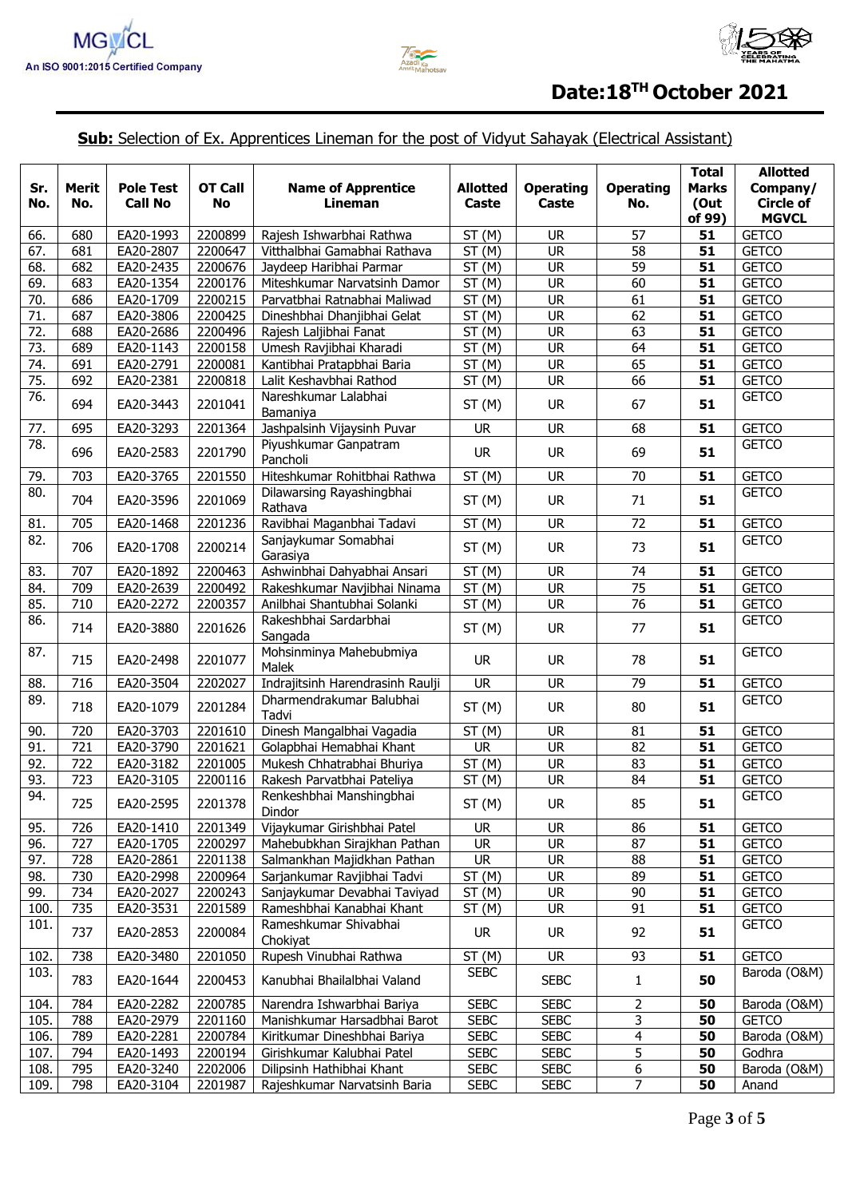**Date:18TH October 2021**

**Sub:** Selection of Ex. Apprentices Lineman for the post of Vidyut Sahayak (Electrical Assistant)

| Sr. No. | Merit No. | Pole Test Call No | OT Call No | Name of Apprentice Lineman | Allotted Caste | Operating Caste | Operating No. | Total Marks (Out of 99) | Allotted Company/ Circle of MGVCL |
|---|---|---|---|---|---|---|---|---|---|
| 66. | 680 | EA20-1993 | 2200899 | Rajesh Ishwarbhai Rathwa | ST (M) | UR | 57 | **51** | GETCO |
| 67. | 681 | EA20-2807 | 2200647 | Vitthalbhai Gamabhai Rathava | ST (M) | UR | 58 | **51** | GETCO |
| 68. | 682 | EA20-2435 | 2200676 | Jaydeep Haribhai Parmar | ST (M) | UR | 59 | **51** | GETCO |
| 69. | 683 | EA20-1354 | 2200176 | Miteshkumar Narvatsinh Damor | ST (M) | UR | 60 | **51** | GETCO |
| 70. | 686 | EA20-1709 | 2200215 | Parvatbhai Ratnabhai Maliwad | ST (M) | UR | 61 | **51** | GETCO |
| 71. | 687 | EA20-3806 | 2200425 | Dineshbhai Dhanjibhai Gelat | ST (M) | UR | 62 | **51** | GETCO |
| 72. | 688 | EA20-2686 | 2200496 | Rajesh Laljibhai Fanat | ST (M) | UR | 63 | **51** | GETCO |
| 73. | 689 | EA20-1143 | 2200158 | Umesh Ravjibhai Kharadi | ST (M) | UR | 64 | **51** | GETCO |
| 74. | 691 | EA20-2791 | 2200081 | Kantibhai Pratapbhai Baria | ST (M) | UR | 65 | **51** | GETCO |
| 75. | 692 | EA20-2381 | 2200818 | Lalit Keshavbhai Rathod | ST (M) | UR | 66 | **51** | GETCO |
| 76. | 694 | EA20-3443 | 2201041 | Nareshkumar Lalabhai Bamaniya | ST (M) | UR | 67 | **51** | GETCO |
| 77. | 695 | EA20-3293 | 2201364 | Jashpalsinh Vijaysinh Puvar | UR | UR | 68 | **51** | GETCO |
| 78. | 696 | EA20-2583 | 2201790 | Piyushkumar Ganpatram Pancholi | UR | UR | 69 | **51** | GETCO |
| 79. | 703 | EA20-3765 | 2201550 | Hiteshkumar Rohitbhai Rathwa | ST (M) | UR | 70 | **51** | GETCO |
| 80. | 704 | EA20-3596 | 2201069 | Dilawarsing Rayashingbhai Rathava | ST (M) | UR | 71 | **51** | GETCO |
| 81. | 705 | EA20-1468 | 2201236 | Ravibhai Maganbhai Tadavi | ST (M) | UR | 72 | **51** | GETCO |
| 82. | 706 | EA20-1708 | 2200214 | Sanjaykumar Somabhai Garasiya | ST (M) | UR | 73 | **51** | GETCO |
| 83. | 707 | EA20-1892 | 2200463 | Ashwinbhai Dahyabhai Ansari | ST (M) | UR | 74 | **51** | GETCO |
| 84. | 709 | EA20-2639 | 2200492 | Rakeshkumar Navjibhai Ninama | ST (M) | UR | 75 | **51** | GETCO |
| 85. | 710 | EA20-2272 | 2200357 | Anilbhai Shantubhai Solanki | ST (M) | UR | 76 | **51** | GETCO |
| 86. | 714 | EA20-3880 | 2201626 | Rakeshbhai Sardarbhai Sangada | ST (M) | UR | 77 | **51** | GETCO |
| 87. | 715 | EA20-2498 | 2201077 | Mohsinminya Mahebubmiya Malek | UR | UR | 78 | **51** | GETCO |
| 88. | 716 | EA20-3504 | 2202027 | Indrajitsinh Harendrasinh Raulji | UR | UR | 79 | **51** | GETCO |
| 89. | 718 | EA20-1079 | 2201284 | Dharmendrakumar Balubhai Tadvi | ST (M) | UR | 80 | **51** | GETCO |
| 90. | 720 | EA20-3703 | 2201610 | Dinesh Mangalbhai Vagadia | ST (M) | UR | 81 | **51** | GETCO |
| 91. | 721 | EA20-3790 | 2201621 | Golapbhai Hemabhai Khant | UR | UR | 82 | **51** | GETCO |
| 92. | 722 | EA20-3182 | 2201005 | Mukesh Chhatrabhai Bhuriya | ST (M) | UR | 83 | **51** | GETCO |
| 93. | 723 | EA20-3105 | 2200116 | Rakesh Parvatbhai Pateliya | ST (M) | UR | 84 | **51** | GETCO |
| 94. | 725 | EA20-2595 | 2201378 | Renkeshbhai Manshingbhai Dindor | ST (M) | UR | 85 | **51** | GETCO |
| 95. | 726 | EA20-1410 | 2201349 | Vijaykumar Girishbhai Patel | UR | UR | 86 | **51** | GETCO |
| 96. | 727 | EA20-1705 | 2200297 | Mahebubkhan Sirajkhan Pathan | UR | UR | 87 | **51** | GETCO |
| 97. | 728 | EA20-2861 | 2201138 | Salmankhan Majidkhan Pathan | UR | UR | 88 | **51** | GETCO |
| 98. | 730 | EA20-2998 | 2200964 | Sarjankumar Ravjibhai Tadvi | ST (M) | UR | 89 | **51** | GETCO |
| 99. | 734 | EA20-2027 | 2200243 | Sanjaykumar Devabhai Taviyad | ST (M) | UR | 90 | **51** | GETCO |
| 100. | 735 | EA20-3531 | 2201589 | Rameshbhai Kanabhai Khant | ST (M) | UR | 91 | **51** | GETCO |
| 101. | 737 | EA20-2853 | 2200084 | Rameshkumar Shivabhai Chokiyat | UR | UR | 92 | **51** | GETCO |
| 102. | 738 | EA20-3480 | 2201050 | Rupesh Vinubhai Rathwa | ST (M) | UR | 93 | **51** | GETCO |
| 103. | 783 | EA20-1644 | 2200453 | Kanubhai Bhailalbhai Valand | SEBC | SEBC | 1 | **50** | Baroda (O&M) |
| 104. | 784 | EA20-2282 | 2200785 | Narendra Ishwarbhai Bariya | SEBC | SEBC | 2 | **50** | Baroda (O&M) |
| 105. | 788 | EA20-2979 | 2201160 | Manishkumar Harsadbhai Barot | SEBC | SEBC | 3 | **50** | GETCO |
| 106. | 789 | EA20-2281 | 2200784 | Kiritkumar Dineshbhai Bariya | SEBC | SEBC | 4 | **50** | Baroda (O&M) |
| 107. | 794 | EA20-1493 | 2200194 | Girishkumar Kalubhai Patel | SEBC | SEBC | 5 | **50** | Godhra |
| 108. | 795 | EA20-3240 | 2202006 | Dilipsinh Hathibhai Khant | SEBC | SEBC | 6 | **50** | Baroda (O&M) |
| 109. | 798 | EA20-3104 | 2201987 | Rajeshkumar Narvatsinh Baria | SEBC | SEBC | 7 | **50** | Anand |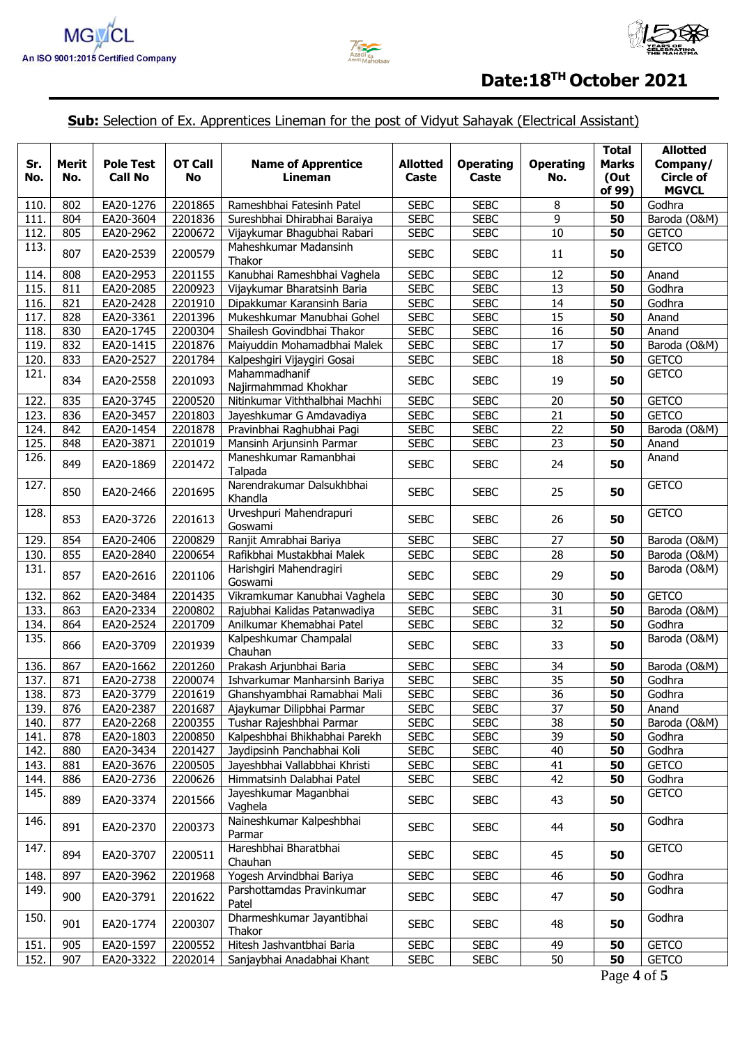**Date:18[TH] October 2021**

**Sub:** Selection of Ex. Apprentices Lineman for the post of Vidyut Sahayak (Electrical Assistant)

| Sr. No. | Merit No. | Pole Test Call No | OT Call No | Name of Apprentice Lineman | Allotted Caste | Operating Caste | Operating No. | Total Marks (Out of 99) | Allotted Company/ Circle of MGVCL |
|---|---|---|---|---|---|---|---|---|---|
| 110. | 802 | EA20-1276 | 2201865 | Rameshbhai Fatesinh Patel | SEBC | SEBC | 8 | **50** | Godhra |
| 111. | 804 | EA20-3604 | 2201836 | Sureshbhai Dhirabhai Baraiya | SEBC | SEBC | 9 | **50** | Baroda (O&M) |
| 112. | 805 | EA20-2962 | 2200672 | Vijaykumar Bhagubhai Rabari | SEBC | SEBC | 10 | **50** | GETCO |
| 113. | 807 | EA20-2539 | 2200579 | Maheshkumar Madansinh Thakor | SEBC | SEBC | 11 | **50** | GETCO |
| 114. | 808 | EA20-2953 | 2201155 | Kanubhai Rameshbhai Vaghela | SEBC | SEBC | 12 | **50** | Anand |
| 115. | 811 | EA20-2085 | 2200923 | Vijaykumar Bharatsinh Baria | SEBC | SEBC | 13 | **50** | Godhra |
| 116. | 821 | EA20-2428 | 2201910 | Dipakkumar Karansinh Baria | SEBC | SEBC | 14 | **50** | Godhra |
| 117. | 828 | EA20-3361 | 2201396 | Mukeshkumar Manubhai Gohel | SEBC | SEBC | 15 | **50** | Anand |
| 118. | 830 | EA20-1745 | 2200304 | Shailesh Govindbhai Thakor | SEBC | SEBC | 16 | **50** | Anand |
| 119. | 832 | EA20-1415 | 2201876 | Maiyuddin Mohamadbhai Malek | SEBC | SEBC | 17 | **50** | Baroda (O&M) |
| 120. | 833 | EA20-2527 | 2201784 | Kalpeshgiri Vijaygiri Gosai | SEBC | SEBC | 18 | **50** | GETCO |
| 121. | 834 | EA20-2558 | 2201093 | Mahammadhanif Najirmahmmad Khokhar | SEBC | SEBC | 19 | **50** | GETCO |
| 122. | 835 | EA20-3745 | 2200520 | Nitinkumar Viththalbhai Machhi | SEBC | SEBC | 20 | **50** | GETCO |
| 123. | 836 | EA20-3457 | 2201803 | Jayeshkumar G Amdavadiya | SEBC | SEBC | 21 | **50** | GETCO |
| 124. | 842 | EA20-1454 | 2201878 | Pravinbhai Raghubhai Pagi | SEBC | SEBC | 22 | **50** | Baroda (O&M) |
| 125. | 848 | EA20-3871 | 2201019 | Mansinh Arjunsinh Parmar | SEBC | SEBC | 23 | **50** | Anand |
| 126. | 849 | EA20-1869 | 2201472 | Maneshkumar Ramanbhai Talpada | SEBC | SEBC | 24 | **50** | Anand |
| 127. | 850 | EA20-2466 | 2201695 | Narendrakumar Dalsukhbhai Khandla | SEBC | SEBC | 25 | **50** | GETCO |
| 128. | 853 | EA20-3726 | 2201613 | Urveshpuri Mahendrapuri Goswami | SEBC | SEBC | 26 | **50** | GETCO |
| 129. | 854 | EA20-2406 | 2200829 | Ranjit Amrabhai Bariya | SEBC | SEBC | 27 | **50** | Baroda (O&M) |
| 130. | 855 | EA20-2840 | 2200654 | Rafikbhai Mustakbhai Malek | SEBC | SEBC | 28 | **50** | Baroda (O&M) |
| 131. | 857 | EA20-2616 | 2201106 | Harishgiri Mahendragiri Goswami | SEBC | SEBC | 29 | **50** | Baroda (O&M) |
| 132. | 862 | EA20-3484 | 2201435 | Vikramkumar Kanubhai Vaghela | SEBC | SEBC | 30 | **50** | GETCO |
| 133. | 863 | EA20-2334 | 2200802 | Rajubhai Kalidas Patanwadiya | SEBC | SEBC | 31 | **50** | Baroda (O&M) |
| 134. | 864 | EA20-2524 | 2201709 | Anilkumar Khemabhai Patel | SEBC | SEBC | 32 | **50** | Godhra |
| 135. | 866 | EA20-3709 | 2201939 | Kalpeshkumar Champalal Chauhan | SEBC | SEBC | 33 | **50** | Baroda (O&M) |
| 136. | 867 | EA20-1662 | 2201260 | Prakash Arjunbhai Baria | SEBC | SEBC | 34 | **50** | Baroda (O&M) |
| 137. | 871 | EA20-2738 | 2200074 | Ishvarkumar Manharsinh Bariya | SEBC | SEBC | 35 | **50** | Godhra |
| 138. | 873 | EA20-3779 | 2201619 | Ghanshyambhai Ramabhai Mali | SEBC | SEBC | 36 | **50** | Godhra |
| 139. | 876 | EA20-2387 | 2201687 | Ajaykumar Dilipbhai Parmar | SEBC | SEBC | 37 | **50** | Anand |
| 140. | 877 | EA20-2268 | 2200355 | Tushar Rajeshbhai Parmar | SEBC | SEBC | 38 | **50** | Baroda (O&M) |
| 141. | 878 | EA20-1803 | 2200850 | Kalpeshbhai Bhikhabhai Parekh | SEBC | SEBC | 39 | **50** | Godhra |
| 142. | 880 | EA20-3434 | 2201427 | Jaydipsinh Panchabhai Koli | SEBC | SEBC | 40 | **50** | Godhra |
| 143. | 881 | EA20-3676 | 2200505 | Jayeshbhai Vallabhbhai Khristi | SEBC | SEBC | 41 | **50** | GETCO |
| 144. | 886 | EA20-2736 | 2200626 | Himmatsinh Dalabhai Patel | SEBC | SEBC | 42 | **50** | Godhra |
| 145. | 889 | EA20-3374 | 2201566 | Jayeshkumar Maganbhai Vaghela | SEBC | SEBC | 43 | **50** | GETCO |
| 146. | 891 | EA20-2370 | 2200373 | Naineshkumar Kalpeshbhai Parmar | SEBC | SEBC | 44 | **50** | Godhra |
| 147. | 894 | EA20-3707 | 2200511 | Hareshbhai Bharatbhai Chauhan | SEBC | SEBC | 45 | **50** | GETCO |
| 148. | 897 | EA20-3962 | 2201968 | Yogesh Arvindbhai Bariya | SEBC | SEBC | 46 | **50** | Godhra |
| 149. | 900 | EA20-3791 | 2201622 | Parshottamdas Pravinkumar Patel | SEBC | SEBC | 47 | **50** | Godhra |
| 150. | 901 | EA20-1774 | 2200307 | Dharmeshkumar Jayantibhai Thakor | SEBC | SEBC | 48 | **50** | Godhra |
| 151. | 905 | EA20-1597 | 2200552 | Hitesh Jashvantbhai Baria | SEBC | SEBC | 49 | **50** | GETCO |
| 152. | 907 | EA20-3322 | 2202014 | Sanjaybhai Anadabhai Khant | SEBC | SEBC | 50 | **50** | GETCO |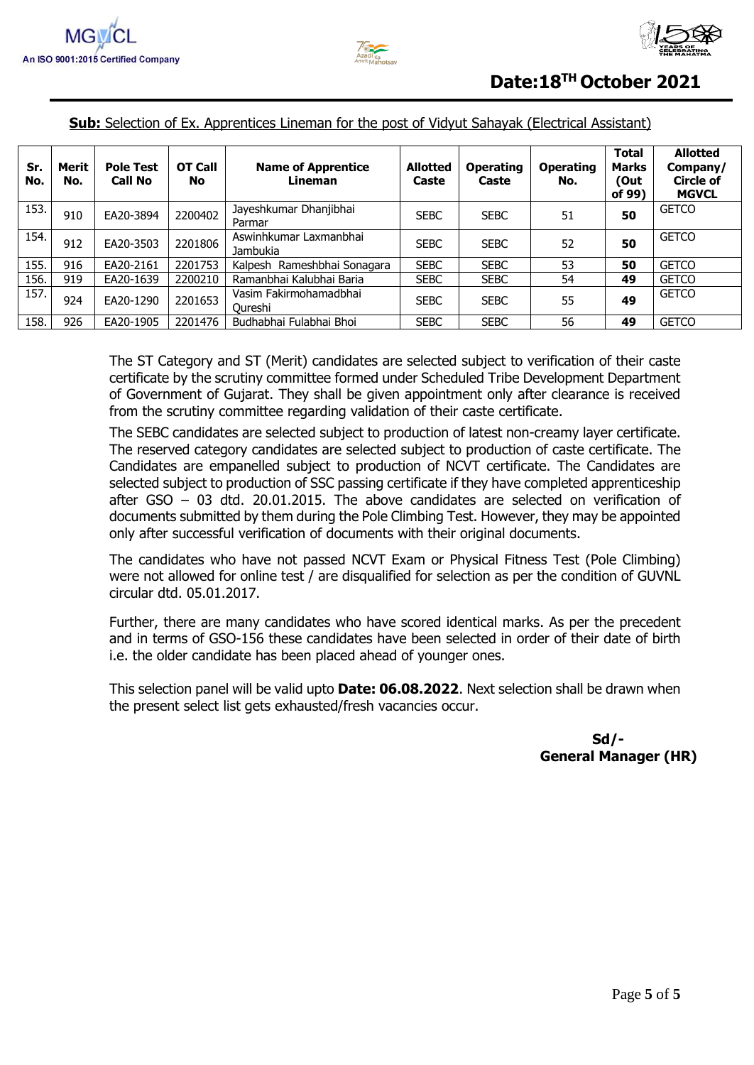**Date:18TH October 2021**

**Sub:** Selection of Ex. Apprentices Lineman for the post of Vidyut Sahayak (Electrical Assistant)

| Sr. No. | Merit No. | Pole Test Call No | OT Call No | Name of Apprentice Lineman | Allotted Caste | Operating Caste | Operating No. | Total Marks (Out of 99) | Allotted Company/ Circle of MGVCL |
|---|---|---|---|---|---|---|---|---|---|
| 153. | 910 | EA20-3894 | 2200402 | Jayeshkumar Dhanjibhai Parmar | SEBC | SEBC | 51 | **50** | GETCO |
| 154. | 912 | EA20-3503 | 2201806 | Aswinhkumar Laxmanbhai Jambukia | SEBC | SEBC | 52 | **50** | GETCO |
| 155. | 916 | EA20-2161 | 2201753 | Kalpesh Rameshbhai Sonagara | SEBC | SEBC | 53 | **50** | GETCO |
| 156. | 919 | EA20-1639 | 2200210 | Ramanbhai Kalubhai Baria | SEBC | SEBC | 54 | **49** | GETCO |
| 157. | 924 | EA20-1290 | 2201653 | Vasim Fakirmohamadbhai Qureshi | SEBC | SEBC | 55 | **49** | GETCO |
| 158. | 926 | EA20-1905 | 2201476 | Budhabhai Fulabhai Bhoi | SEBC | SEBC | 56 | **49** | GETCO |

The ST Category and ST (Merit) candidates are selected subject to verification of their caste certificate by the scrutiny committee formed under Scheduled Tribe Development Department of Government of Gujarat. They shall be given appointment only after clearance is received from the scrutiny committee regarding validation of their caste certificate.

The SEBC candidates are selected subject to production of latest non-creamy layer certificate. The reserved category candidates are selected subject to production of caste certificate. The Candidates are empanelled subject to production of NCVT certificate. The Candidates are selected subject to production of SSC passing certificate if they have completed apprenticeship after GSO – 03 dtd. 20.01.2015. The above candidates are selected on verification of documents submitted by them during the Pole Climbing Test. However, they may be appointed only after successful verification of documents with their original documents.

The candidates who have not passed NCVT Exam or Physical Fitness Test (Pole Climbing) were not allowed for online test / are disqualified for selection as per the condition of GUVNL circular dtd. 05.01.2017.

Further, there are many candidates who have scored identical marks. As per the precedent and in terms of GSO-156 these candidates have been selected in order of their date of birth i.e. the older candidate has been placed ahead of younger ones.

This selection panel will be valid upto **Date: 06.08.2022**. Next selection shall be drawn when the present select list gets exhausted/fresh vacancies occur.

**Sd/-**
**General Manager (HR)**